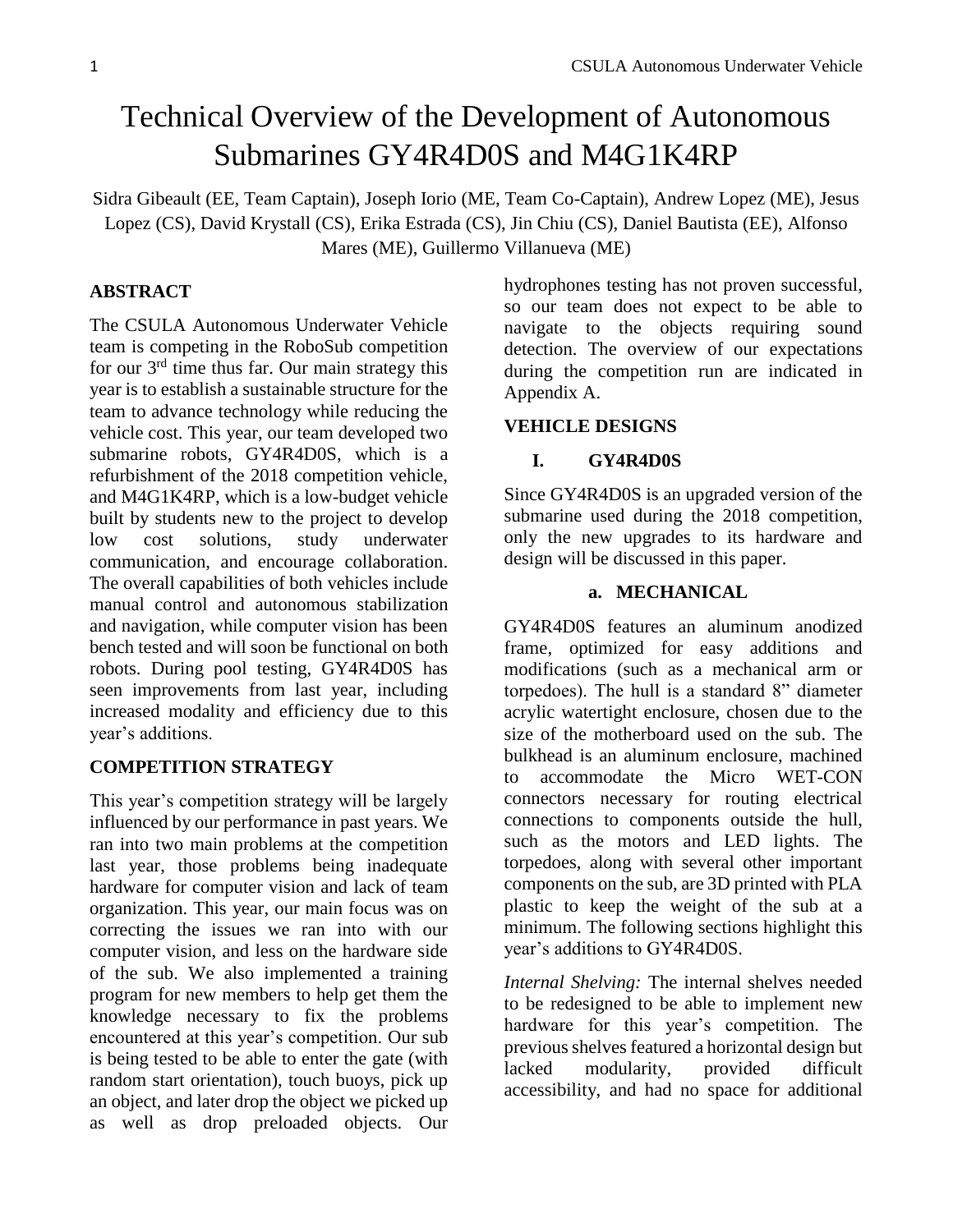# Technical Overview of the Development of Autonomous Submarines GY4R4D0S and M4G1K4RP

Sidra Gibeault (EE, Team Captain), Joseph Iorio (ME, Team Co-Captain), Andrew Lopez (ME), Jesus Lopez (CS), David Krystall (CS), Erika Estrada (CS), Jin Chiu (CS), Daniel Bautista (EE), Alfonso Mares (ME), Guillermo Villanueva (ME)

## ABSTRACT

The CSULA Autonomous Underwater Vehicle team is competing in the RoboSub competition for our 3rd time thus far. Our main strategy this year is to establish a sustainable structure for the team to advance technology while reducing the vehicle cost. This year, our team developed two submarine robots, GY4R4D0S, which is a refurbishment of the 2018 competition vehicle, and M4G1K4RP, which is a low-budget vehicle built by students new to the project to develop low cost solutions, study underwater communication, and encourage collaboration. The overall capabilities of both vehicles include manual control and autonomous stabilization and navigation, while computer vision has been bench tested and will soon be functional on both robots. During pool testing, GY4R4D0S has seen improvements from last year, including increased modality and efficiency due to this year's additions.

## COMPETITION STRATEGY

This year's competition strategy will be largely influenced by our performance in past years. We ran into two main problems at the competition last year, those problems being inadequate hardware for computer vision and lack of team organization. This year, our main focus was on correcting the issues we ran into with our computer vision, and less on the hardware side of the sub. We also implemented a training program for new members to help get them the knowledge necessary to fix the problems encountered at this year's competition. Our sub is being tested to be able to enter the gate (with random start orientation), touch buoys, pick up an object, and later drop the object we picked up as well as drop preloaded objects. Our hydrophones testing has not proven successful, so our team does not expect to be able to navigate to the objects requiring sound detection. The overview of our expectations during the competition run are indicated in Appendix A.

## VEHICLE DESIGNS

### I. GY4R4D0S

Since GY4R4D0S is an upgraded version of the submarine used during the 2018 competition, only the new upgrades to its hardware and design will be discussed in this paper.

#### a. MECHANICAL

GY4R4D0S features an aluminum anodized frame, optimized for easy additions and modifications (such as a mechanical arm or torpedoes). The hull is a standard 8" diameter acrylic watertight enclosure, chosen due to the size of the motherboard used on the sub. The bulkhead is an aluminum enclosure, machined to accommodate the Micro WET-CON connectors necessary for routing electrical connections to components outside the hull, such as the motors and LED lights. The torpedoes, along with several other important components on the sub, are 3D printed with PLA plastic to keep the weight of the sub at a minimum. The following sections highlight this year's additions to GY4R4D0S.

*Internal Shelving:* The internal shelves needed to be redesigned to be able to implement new hardware for this year's competition. The previous shelves featured a horizontal design but lacked modularity, provided difficult accessibility, and had no space for additional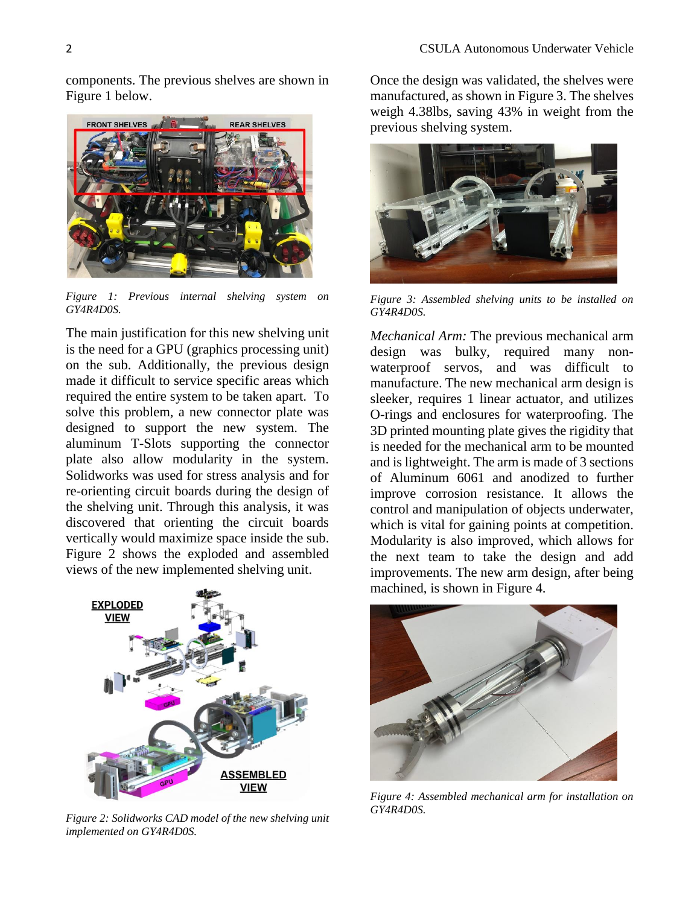components. The previous shelves are shown in Figure 1 below.

*Figure 1: Previous internal shelving system on GY4R4D0S.*

The main justification for this new shelving unit is the need for a GPU (graphics processing unit) on the sub. Additionally, the previous design made it difficult to service specific areas which required the entire system to be taken apart. To solve this problem, a new connector plate was designed to support the new system. The aluminum T-Slots supporting the connector plate also allow modularity in the system. Solidworks was used for stress analysis and for re-orienting circuit boards during the design of the shelving unit. Through this analysis, it was discovered that orienting the circuit boards vertically would maximize space inside the sub. Figure 2 shows the exploded and assembled views of the new implemented shelving unit.

*Figure 2: Solidworks CAD model of the new shelving unit implemented on GY4R4D0S.*

Once the design was validated, the shelves were manufactured, as shown in Figure 3. The shelves weigh 4.38lbs, saving 43% in weight from the previous shelving system.

*Figure 3: Assembled shelving units to be installed on GY4R4D0S.*

*Mechanical Arm:* The previous mechanical arm design was bulky, required many non-waterproof servos, and was difficult to manufacture. The new mechanical arm design is sleeker, requires 1 linear actuator, and utilizes O-rings and enclosures for waterproofing. The 3D printed mounting plate gives the rigidity that is needed for the mechanical arm to be mounted and is lightweight. The arm is made of 3 sections of Aluminum 6061 and anodized to further improve corrosion resistance. It allows the control and manipulation of objects underwater, which is vital for gaining points at competition. Modularity is also improved, which allows for the next team to take the design and add improvements. The new arm design, after being machined, is shown in Figure 4.

*Figure 4: Assembled mechanical arm for installation on GY4R4D0S.*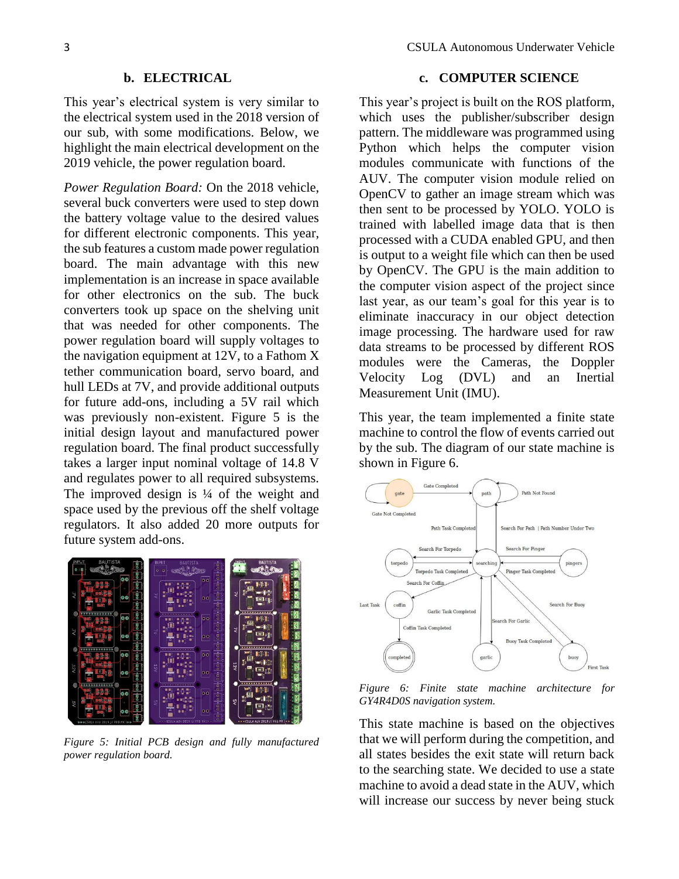## b. ELECTRICAL

This year's electrical system is very similar to the electrical system used in the 2018 version of our sub, with some modifications. Below, we highlight the main electrical development on the 2019 vehicle, the power regulation board.

*Power Regulation Board:* On the 2018 vehicle, several buck converters were used to step down the battery voltage value to the desired values for different electronic components. This year, the sub features a custom made power regulation board. The main advantage with this new implementation is an increase in space available for other electronics on the sub. The buck converters took up space on the shelving unit that was needed for other components. The power regulation board will supply voltages to the navigation equipment at 12V, to a Fathom X tether communication board, servo board, and hull LEDs at 7V, and provide additional outputs for future add-ons, including a 5V rail which was previously non-existent. Figure 5 is the initial design layout and manufactured power regulation board. The final product successfully takes a larger input nominal voltage of 14.8 V and regulates power to all required subsystems. The improved design is ¼ of the weight and space used by the previous off the shelf voltage regulators. It also added 20 more outputs for future system add-ons.

*Figure 5: Initial PCB design and fully manufactured power regulation board.*

## c. COMPUTER SCIENCE

This year's project is built on the ROS platform, which uses the publisher/subscriber design pattern. The middleware was programmed using Python which helps the computer vision modules communicate with functions of the AUV. The computer vision module relied on OpenCV to gather an image stream which was then sent to be processed by YOLO. YOLO is trained with labelled image data that is then processed with a CUDA enabled GPU, and then is output to a weight file which can then be used by OpenCV. The GPU is the main addition to the computer vision aspect of the project since last year, as our team's goal for this year is to eliminate inaccuracy in our object detection image processing. The hardware used for raw data streams to be processed by different ROS modules were the Cameras, the Doppler Velocity Log (DVL) and an Inertial Measurement Unit (IMU).

This year, the team implemented a finite state machine to control the flow of events carried out by the sub. The diagram of our state machine is shown in Figure 6.

*Figure 6: Finite state machine architecture for GY4R4D0S navigation system.*

This state machine is based on the objectives that we will perform during the competition, and all states besides the exit state will return back to the searching state. We decided to use a state machine to avoid a dead state in the AUV, which will increase our success by never being stuck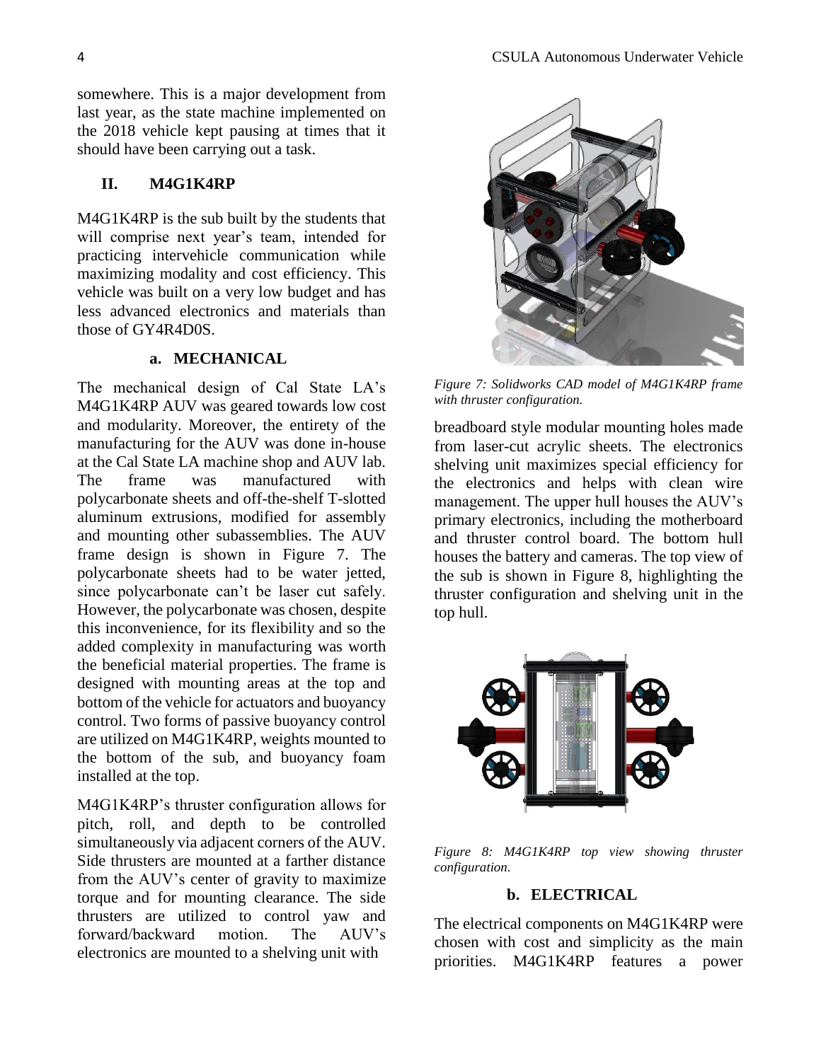somewhere. This is a major development from last year, as the state machine implemented on the 2018 vehicle kept pausing at times that it should have been carrying out a task.

## II. M4G1K4RP

M4G1K4RP is the sub built by the students that will comprise next year's team, intended for practicing intervehicle communication while maximizing modality and cost efficiency. This vehicle was built on a very low budget and has less advanced electronics and materials than those of GY4R4D0S.

### a. MECHANICAL

The mechanical design of Cal State LA's M4G1K4RP AUV was geared towards low cost and modularity. Moreover, the entirety of the manufacturing for the AUV was done in-house at the Cal State LA machine shop and AUV lab. The frame was manufactured with polycarbonate sheets and off-the-shelf T-slotted aluminum extrusions, modified for assembly and mounting other subassemblies. The AUV frame design is shown in Figure 7. The polycarbonate sheets had to be water jetted, since polycarbonate can't be laser cut safely. However, the polycarbonate was chosen, despite this inconvenience, for its flexibility and so the added complexity in manufacturing was worth the beneficial material properties. The frame is designed with mounting areas at the top and bottom of the vehicle for actuators and buoyancy control. Two forms of passive buoyancy control are utilized on M4G1K4RP, weights mounted to the bottom of the sub, and buoyancy foam installed at the top.

M4G1K4RP's thruster configuration allows for pitch, roll, and depth to be controlled simultaneously via adjacent corners of the AUV. Side thrusters are mounted at a farther distance from the AUV's center of gravity to maximize torque and for mounting clearance. The side thrusters are utilized to control yaw and forward/backward motion. The AUV's electronics are mounted to a shelving unit with breadboard style modular mounting holes made from laser-cut acrylic sheets. The electronics shelving unit maximizes special efficiency for the electronics and helps with clean wire management. The upper hull houses the AUV's primary electronics, including the motherboard and thruster control board. The bottom hull houses the battery and cameras. The top view of the sub is shown in Figure 8, highlighting the thruster configuration and shelving unit in the top hull.

*Figure 7: Solidworks CAD model of M4G1K4RP frame with thruster configuration.*

*Figure 8: M4G1K4RP top view showing thruster configuration.*

### b. ELECTRICAL

The electrical components on M4G1K4RP were chosen with cost and simplicity as the main priorities. M4G1K4RP features a power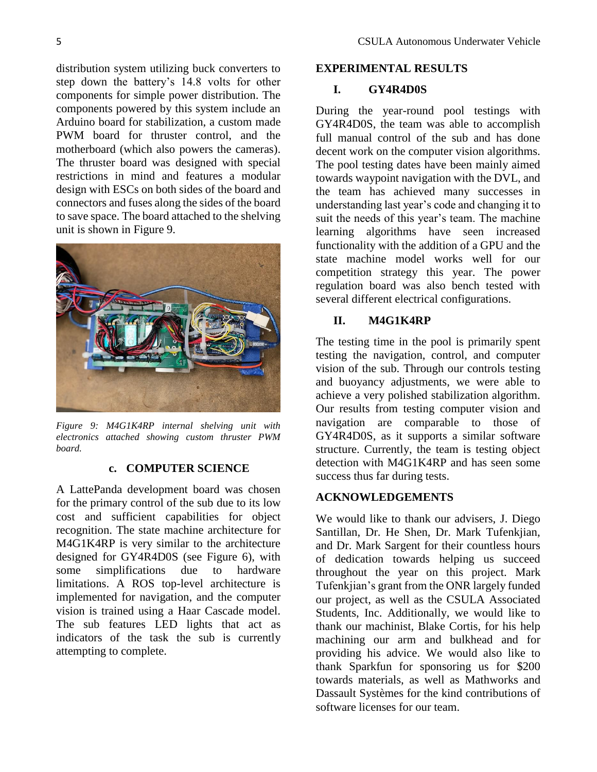distribution system utilizing buck converters to step down the battery's 14.8 volts for other components for simple power distribution. The components powered by this system include an Arduino board for stabilization, a custom made PWM board for thruster control, and the motherboard (which also powers the cameras). The thruster board was designed with special restrictions in mind and features a modular design with ESCs on both sides of the board and connectors and fuses along the sides of the board to save space. The board attached to the shelving unit is shown in Figure 9.

*Figure 9: M4G1K4RP internal shelving unit with electronics attached showing custom thruster PWM board.*

### c. COMPUTER SCIENCE

A LattePanda development board was chosen for the primary control of the sub due to its low cost and sufficient capabilities for object recognition. The state machine architecture for M4G1K4RP is very similar to the architecture designed for GY4R4D0S (see Figure 6), with some simplifications due to hardware limitations. A ROS top-level architecture is implemented for navigation, and the computer vision is trained using a Haar Cascade model. The sub features LED lights that act as indicators of the task the sub is currently attempting to complete.

## EXPERIMENTAL RESULTS

### I. GY4R4D0S

During the year-round pool testings with GY4R4D0S, the team was able to accomplish full manual control of the sub and has done decent work on the computer vision algorithms. The pool testing dates have been mainly aimed towards waypoint navigation with the DVL, and the team has achieved many successes in understanding last year's code and changing it to suit the needs of this year's team. The machine learning algorithms have seen increased functionality with the addition of a GPU and the state machine model works well for our competition strategy this year. The power regulation board was also bench tested with several different electrical configurations.

### II. M4G1K4RP

The testing time in the pool is primarily spent testing the navigation, control, and computer vision of the sub. Through our controls testing and buoyancy adjustments, we were able to achieve a very polished stabilization algorithm. Our results from testing computer vision and navigation are comparable to those of GY4R4D0S, as it supports a similar software structure. Currently, the team is testing object detection with M4G1K4RP and has seen some success thus far during tests.

## ACKNOWLEDGEMENTS

We would like to thank our advisers, J. Diego Santillan, Dr. He Shen, Dr. Mark Tufenkjian, and Dr. Mark Sargent for their countless hours of dedication towards helping us succeed throughout the year on this project. Mark Tufenkjian's grant from the ONR largely funded our project, as well as the CSULA Associated Students, Inc. Additionally, we would like to thank our machinist, Blake Cortis, for his help machining our arm and bulkhead and for providing his advice. We would also like to thank Sparkfun for sponsoring us for $200 towards materials, as well as Mathworks and Dassault Systèmes for the kind contributions of software licenses for our team.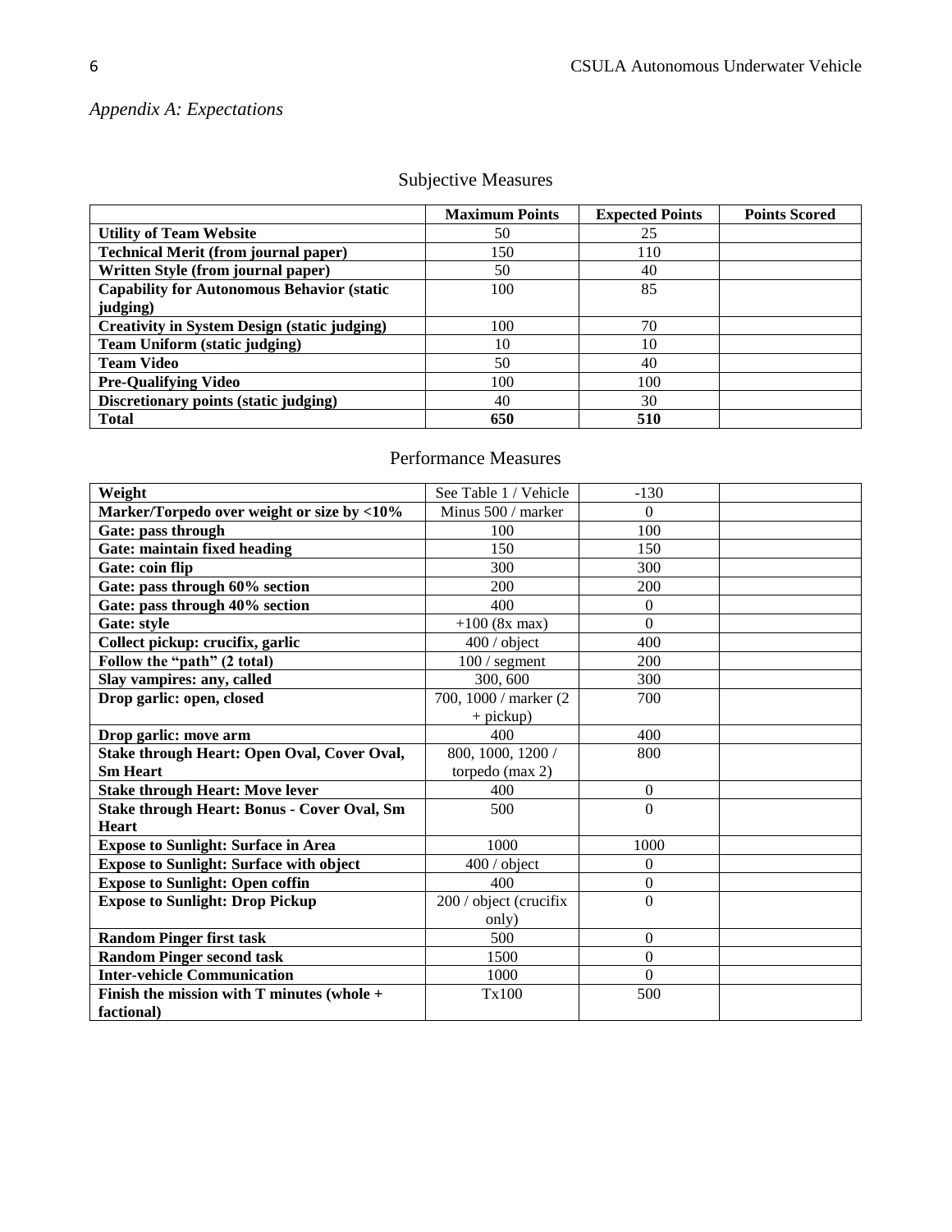*Appendix A: Expectations*

## Subjective Measures

| | Maximum Points | Expected Points | Points Scored |
|---|---|---|---|
| **Utility of Team Website** | 50 | 25 | |
| **Technical Merit (from journal paper)** | 150 | 110 | |
| **Written Style (from journal paper)** | 50 | 40 | |
| **Capability for Autonomous Behavior (static judging)** | 100 | 85 | |
| **Creativity in System Design (static judging)** | 100 | 70 | |
| **Team Uniform (static judging)** | 10 | 10 | |
| **Team Video** | 50 | 40 | |
| **Pre-Qualifying Video** | 100 | 100 | |
| **Discretionary points (static judging)** | 40 | 30 | |
| **Total** | **650** | **510** | |

## Performance Measures

| | | | |
|---|---|---|---|
| **Weight** | See Table 1 / Vehicle | -130 | |
| **Marker/Torpedo over weight or size by <10%** | Minus 500 / marker | 0 | |
| **Gate: pass through** | 100 | 100 | |
| **Gate: maintain fixed heading** | 150 | 150 | |
| **Gate: coin flip** | 300 | 300 | |
| **Gate: pass through 60% section** | 200 | 200 | |
| **Gate: pass through 40% section** | 400 | 0 | |
| **Gate: style** | +100 (8x max) | 0 | |
| **Collect pickup: crucifix, garlic** | 400 / object | 400 | |
| **Follow the "path" (2 total)** | 100 / segment | 200 | |
| **Slay vampires: any, called** | 300, 600 | 300 | |
| **Drop garlic: open, closed** | 700, 1000 / marker (2 + pickup) | 700 | |
| **Drop garlic: move arm** | 400 | 400 | |
| **Stake through Heart: Open Oval, Cover Oval, Sm Heart** | 800, 1000, 1200 / torpedo (max 2) | 800 | |
| **Stake through Heart: Move lever** | 400 | 0 | |
| **Stake through Heart: Bonus - Cover Oval, Sm Heart** | 500 | 0 | |
| **Expose to Sunlight: Surface in Area** | 1000 | 1000 | |
| **Expose to Sunlight: Surface with object** | 400 / object | 0 | |
| **Expose to Sunlight: Open coffin** | 400 | 0 | |
| **Expose to Sunlight: Drop Pickup** | 200 / object (crucifix only) | 0 | |
| **Random Pinger first task** | 500 | 0 | |
| **Random Pinger second task** | 1500 | 0 | |
| **Inter-vehicle Communication** | 1000 | 0 | |
| **Finish the mission with T minutes (whole + factional)** | Tx100 | 500 | |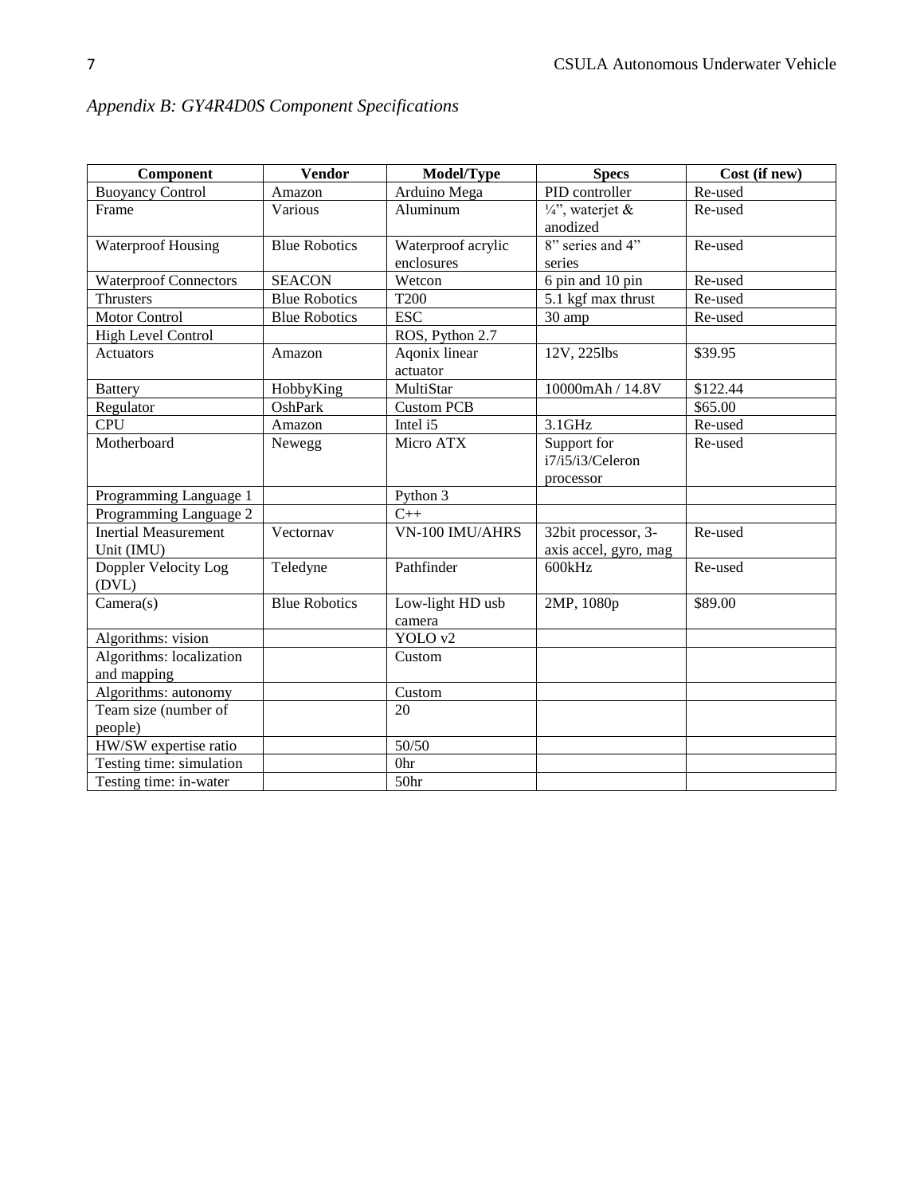*Appendix B: GY4R4D0S Component Specifications*

| Component | Vendor | Model/Type | Specs | Cost (if new) |
|---|---|---|---|---|
| Buoyancy Control | Amazon | Arduino Mega | PID controller | Re-used |
| Frame | Various | Aluminum | ¼", waterjet & anodized | Re-used |
| Waterproof Housing | Blue Robotics | Waterproof acrylic enclosures | 8" series and 4" series | Re-used |
| Waterproof Connectors | SEACON | Wetcon | 6 pin and 10 pin | Re-used |
| Thrusters | Blue Robotics | T200 | 5.1 kgf max thrust | Re-used |
| Motor Control | Blue Robotics | ESC | 30 amp | Re-used |
| High Level Control | | ROS, Python 2.7 | | |
| Actuators | Amazon | Aqonix linear actuator | 12V, 225lbs | $39.95 |
| Battery | HobbyKing | MultiStar | 10000mAh / 14.8V | $122.44 |
| Regulator | OshPark | Custom PCB | | $65.00 |
| CPU | Amazon | Intel i5 | 3.1GHz | Re-used |
| Motherboard | Newegg | Micro ATX | Support for i7/i5/i3/Celeron processor | Re-used |
| Programming Language 1 | | Python 3 | | |
| Programming Language 2 | | C++ | | |
| Inertial Measurement Unit (IMU) | Vectornav | VN-100 IMU/AHRS | 32bit processor, 3-axis accel, gyro, mag | Re-used |
| Doppler Velocity Log (DVL) | Teledyne | Pathfinder | 600kHz | Re-used |
| Camera(s) | Blue Robotics | Low-light HD usb camera | 2MP, 1080p | $89.00 |
| Algorithms: vision | | YOLO v2 | | |
| Algorithms: localization and mapping | | Custom | | |
| Algorithms: autonomy | | Custom | | |
| Team size (number of people) | | 20 | | |
| HW/SW expertise ratio | | 50/50 | | |
| Testing time: simulation | | 0hr | | |
| Testing time: in-water | | 50hr | | |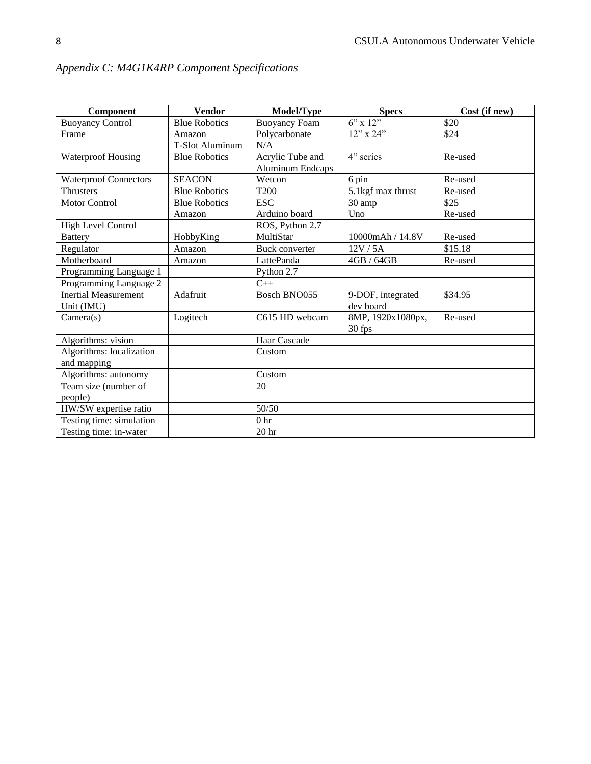*Appendix C: M4G1K4RP Component Specifications*

| Component | Vendor | Model/Type | Specs | Cost (if new) |
|---|---|---|---|---|
| Buoyancy Control | Blue Robotics | Buoyancy Foam | 6" x 12" | $20 |
| Frame | Amazon<br>T-Slot Aluminum | Polycarbonate<br>N/A | 12" x 24" | $24 |
| Waterproof Housing | Blue Robotics | Acrylic Tube and Aluminum Endcaps | 4" series | Re-used |
| Waterproof Connectors | SEACON | Wetcon | 6 pin | Re-used |
| Thrusters | Blue Robotics | T200 | 5.1kgf max thrust | Re-used |
| Motor Control | Blue Robotics<br>Amazon | ESC<br>Arduino board | 30 amp<br>Uno | $25<br>Re-used |
| High Level Control | | ROS, Python 2.7 | | |
| Battery | HobbyKing | MultiStar | 10000mAh / 14.8V | Re-used |
| Regulator | Amazon | Buck converter | 12V / 5A | $15.18 |
| Motherboard | Amazon | LattePanda | 4GB / 64GB | Re-used |
| Programming Language 1 | | Python 2.7 | | |
| Programming Language 2 | | C++ | | |
| Inertial Measurement Unit (IMU) | Adafruit | Bosch BNO055 | 9-DOF, integrated dev board | $34.95 |
| Camera(s) | Logitech | C615 HD webcam | 8MP, 1920x1080px, 30 fps | Re-used |
| Algorithms: vision | | Haar Cascade | | |
| Algorithms: localization and mapping | | Custom | | |
| Algorithms: autonomy | | Custom | | |
| Team size (number of people) | | 20 | | |
| HW/SW expertise ratio | | 50/50 | | |
| Testing time: simulation | | 0 hr | | |
| Testing time: in-water | | 20 hr | | |